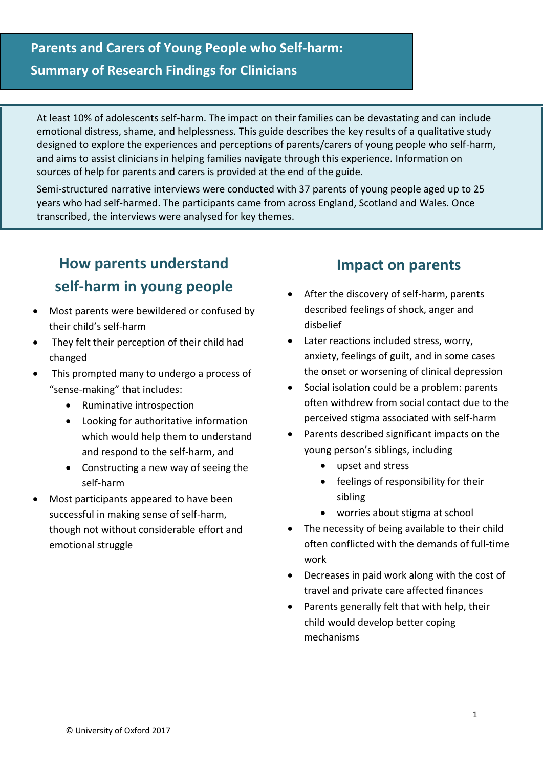# Parents and Carers of Young People who Self-harm: Summary of Research Findings for Clinicians

At least 10% of adolescents self-harm. The impact on their families can be devastating and can include emotional distress, shame, and helplessness. This guide describes the key results of a qualitative study designed to explore the experiences and perceptions of parents/carers of young people who self-harm, and aims to assist clinicians in helping families navigate through this experience. Information on sources of help for parents and carers is provided at the end of the guide.

Semi-structured narrative interviews were conducted with 37 parents of young people aged up to 25 years who had self-harmed. The participants came from across England, Scotland and Wales. Once transcribed, the interviews were analysed for key themes.

## How parents understand self-harm in young people

- Most parents were bewildered or confused by their child's self-harm
- They felt their perception of their child had changed
- This prompted many to undergo a process of "sense-making" that includes:
    - Ruminative introspection
    - Looking for authoritative information which would help them to understand and respond to the self-harm, and
    - Constructing a new way of seeing the self-harm
- Most participants appeared to have been successful in making sense of self-harm, though not without considerable effort and emotional struggle

## Impact on parents

- After the discovery of self-harm, parents described feelings of shock, anger and disbelief
- Later reactions included stress, worry, anxiety, feelings of guilt, and in some cases the onset or worsening of clinical depression
- Social isolation could be a problem: parents often withdrew from social contact due to the perceived stigma associated with self-harm
- Parents described significant impacts on the young person's siblings, including
    - upset and stress
    - feelings of responsibility for their sibling
    - worries about stigma at school
- The necessity of being available to their child often conflicted with the demands of full-time work
- Decreases in paid work along with the cost of travel and private care affected finances
- Parents generally felt that with help, their child would develop better coping mechanisms

© University of Oxford 2017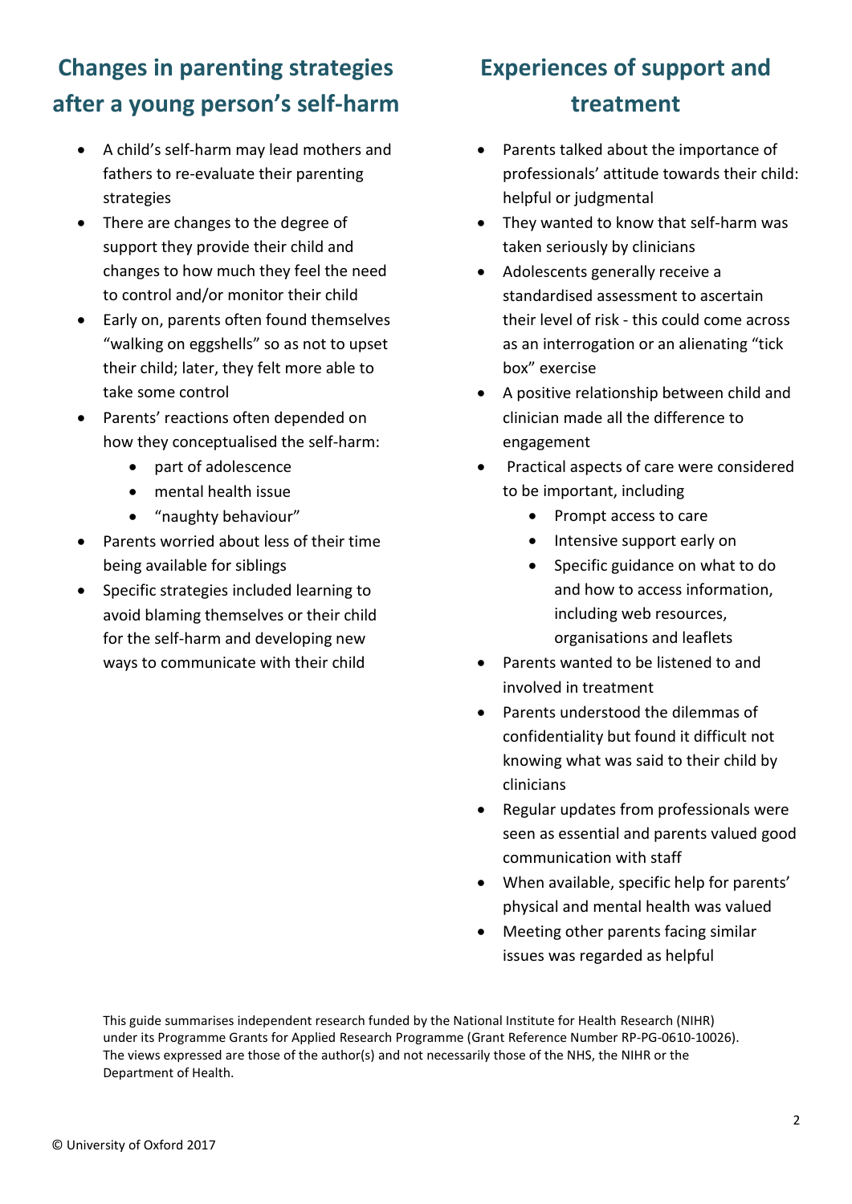## Changes in parenting strategies after a young person's self-harm

- A child's self-harm may lead mothers and fathers to re-evaluate their parenting strategies
- There are changes to the degree of support they provide their child and changes to how much they feel the need to control and/or monitor their child
- Early on, parents often found themselves "walking on eggshells" so as not to upset their child; later, they felt more able to take some control
- Parents' reactions often depended on how they conceptualised the self-harm:
  - part of adolescence
  - mental health issue
  - "naughty behaviour"
- Parents worried about less of their time being available for siblings
- Specific strategies included learning to avoid blaming themselves or their child for the self-harm and developing new ways to communicate with their child

## Experiences of support and treatment

- Parents talked about the importance of professionals' attitude towards their child: helpful or judgmental
- They wanted to know that self-harm was taken seriously by clinicians
- Adolescents generally receive a standardised assessment to ascertain their level of risk - this could come across as an interrogation or an alienating "tick box" exercise
- A positive relationship between child and clinician made all the difference to engagement
- Practical aspects of care were considered to be important, including
  - Prompt access to care
  - Intensive support early on
  - Specific guidance on what to do and how to access information, including web resources, organisations and leaflets
- Parents wanted to be listened to and involved in treatment
- Parents understood the dilemmas of confidentiality but found it difficult not knowing what was said to their child by clinicians
- Regular updates from professionals were seen as essential and parents valued good communication with staff
- When available, specific help for parents' physical and mental health was valued
- Meeting other parents facing similar issues was regarded as helpful

This guide summarises independent research funded by the National Institute for Health Research (NIHR) under its Programme Grants for Applied Research Programme (Grant Reference Number RP-PG-0610-10026). The views expressed are those of the author(s) and not necessarily those of the NHS, the NIHR or the Department of Health.

© University of Oxford 2017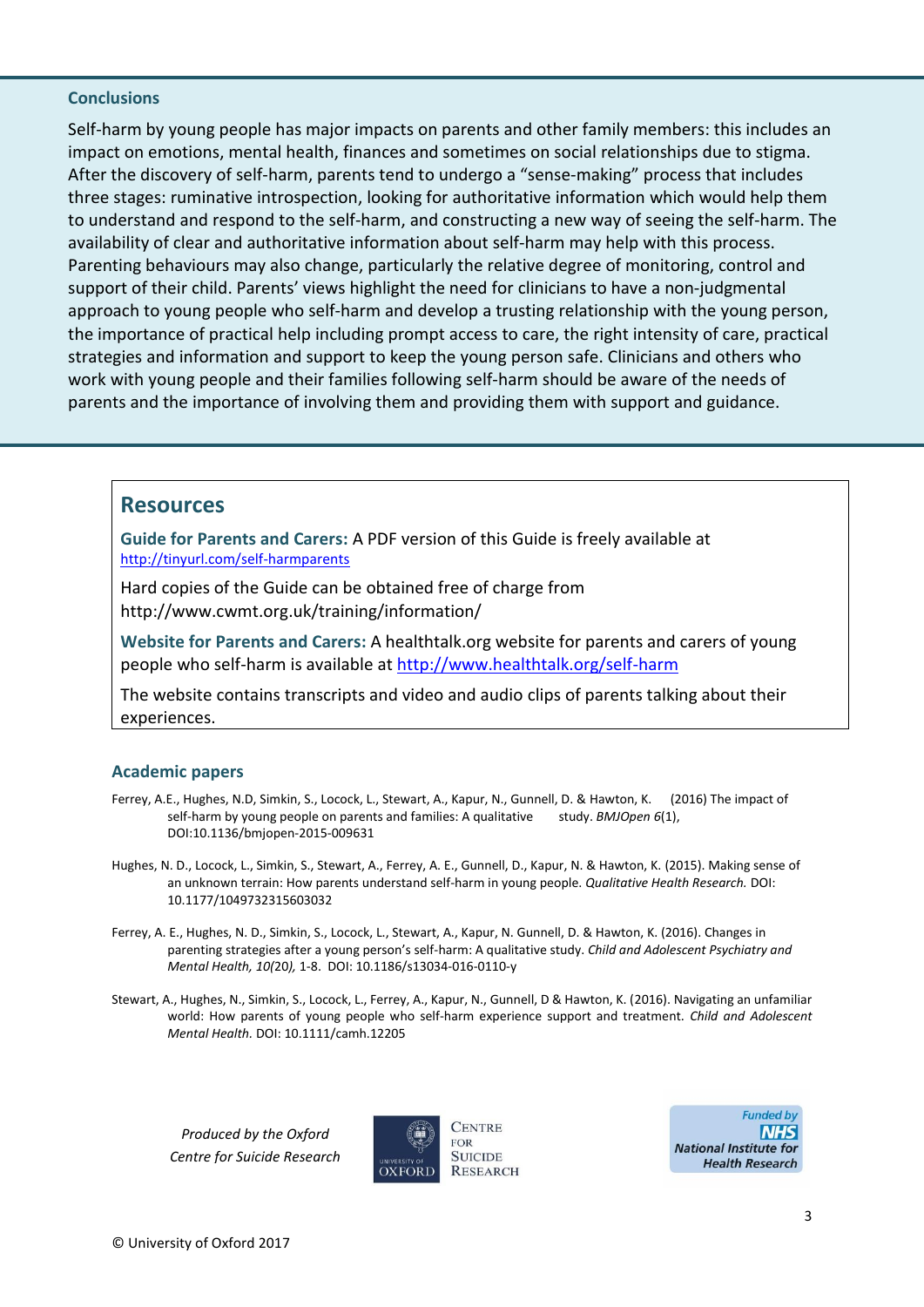## Conclusions

Self-harm by young people has major impacts on parents and other family members: this includes an impact on emotions, mental health, finances and sometimes on social relationships due to stigma. After the discovery of self-harm, parents tend to undergo a "sense-making" process that includes three stages: ruminative introspection, looking for authoritative information which would help them to understand and respond to the self-harm, and constructing a new way of seeing the self-harm. The availability of clear and authoritative information about self-harm may help with this process. Parenting behaviours may also change, particularly the relative degree of monitoring, control and support of their child. Parents' views highlight the need for clinicians to have a non-judgmental approach to young people who self-harm and develop a trusting relationship with the young person, the importance of practical help including prompt access to care, the right intensity of care, practical strategies and information and support to keep the young person safe. Clinicians and others who work with young people and their families following self-harm should be aware of the needs of parents and the importance of involving them and providing them with support and guidance.

## Resources

**Guide for Parents and Carers:** A PDF version of this Guide is freely available at http://tinyurl.com/self-harmparents

Hard copies of the Guide can be obtained free of charge from http://www.cwmt.org.uk/training/information/

**Website for Parents and Carers:** A healthtalk.org website for parents and carers of young people who self-harm is available at http://www.healthtalk.org/self-harm

The website contains transcripts and video and audio clips of parents talking about their experiences.

### Academic papers

Ferrey, A.E., Hughes, N.D, Simkin, S., Locock, L., Stewart, A., Kapur, N., Gunnell, D. & Hawton, K. (2016) The impact of self-harm by young people on parents and families: A qualitative study. *BMJOpen 6*(1), DOI:10.1136/bmjopen-2015-009631

Hughes, N. D., Locock, L., Simkin, S., Stewart, A., Ferrey, A. E., Gunnell, D., Kapur, N. & Hawton, K. (2015). Making sense of an unknown terrain: How parents understand self-harm in young people. *Qualitative Health Research.* DOI: 10.1177/1049732315603032

Ferrey, A. E., Hughes, N. D., Simkin, S., Locock, L., Stewart, A., Kapur, N. Gunnell, D. & Hawton, K. (2016). Changes in parenting strategies after a young person's self-harm: A qualitative study. *Child and Adolescent Psychiatry and Mental Health, 10*(20), 1-8. DOI: 10.1186/s13034-016-0110-y

Stewart, A., Hughes, N., Simkin, S., Locock, L., Ferrey, A., Kapur, N., Gunnell, D & Hawton, K. (2016). Navigating an unfamiliar world: How parents of young people who self-harm experience support and treatment. *Child and Adolescent Mental Health.* DOI: 10.1111/camh.12205

*Produced by the Oxford Centre for Suicide Research*

University of Oxford — Centre for Suicide Research

Funded by NHS National Institute for Health Research

© University of Oxford 2017